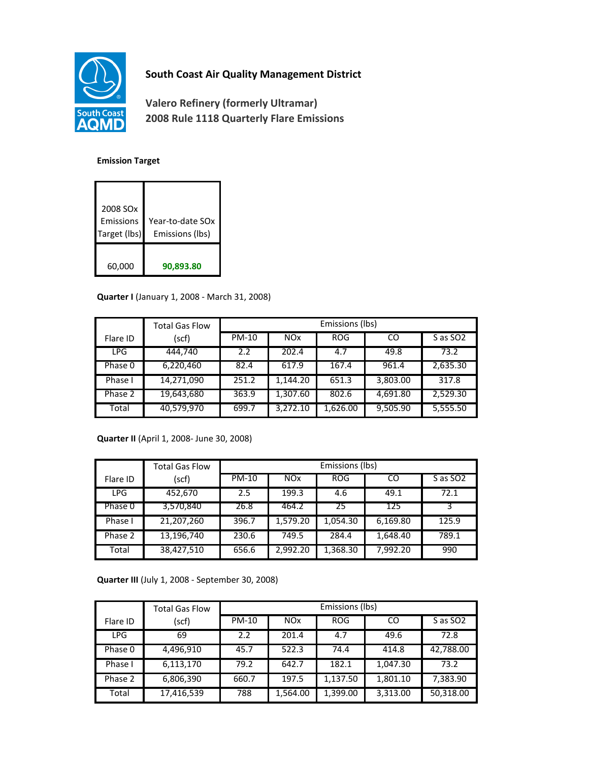**South Coast Air Quality Management District**

**Valero Refinery (formerly Ultramar)**
**2008 Rule 1118 Quarterly Flare Emissions**

**Emission Target**

| 2008 SOx Emissions Target (lbs) | Year-to-date SOx Emissions (lbs) |
|---|---|
| 60,000 | **90,893.80** |

**Quarter I** (January 1, 2008 - March 31, 2008)

| Flare ID | Total Gas Flow (scf) | Emissions (lbs) | | | | |
|---|---|---|---|---|---|---|
| | | PM-10 | NOx | ROG | CO | S as SO2 |
| LPG | 444,740 | 2.2 | 202.4 | 4.7 | 49.8 | 73.2 |
| Phase 0 | 6,220,460 | 82.4 | 617.9 | 167.4 | 961.4 | 2,635.30 |
| Phase I | 14,271,090 | 251.2 | 1,144.20 | 651.3 | 3,803.00 | 317.8 |
| Phase 2 | 19,643,680 | 363.9 | 1,307.60 | 802.6 | 4,691.80 | 2,529.30 |
| Total | 40,579,970 | 699.7 | 3,272.10 | 1,626.00 | 9,505.90 | 5,555.50 |

**Quarter II** (April 1, 2008- June 30, 2008)

| Flare ID | Total Gas Flow (scf) | Emissions (lbs) | | | | |
|---|---|---|---|---|---|---|
| | | PM-10 | NOx | ROG | CO | S as SO2 |
| LPG | 452,670 | 2.5 | 199.3 | 4.6 | 49.1 | 72.1 |
| Phase 0 | 3,570,840 | 26.8 | 464.2 | 25 | 125 | 3 |
| Phase I | 21,207,260 | 396.7 | 1,579.20 | 1,054.30 | 6,169.80 | 125.9 |
| Phase 2 | 13,196,740 | 230.6 | 749.5 | 284.4 | 1,648.40 | 789.1 |
| Total | 38,427,510 | 656.6 | 2,992.20 | 1,368.30 | 7,992.20 | 990 |

**Quarter III** (July 1, 2008 - September 30, 2008)

| Flare ID | Total Gas Flow (scf) | Emissions (lbs) | | | | |
|---|---|---|---|---|---|---|
| | | PM-10 | NOx | ROG | CO | S as SO2 |
| LPG | 69 | 2.2 | 201.4 | 4.7 | 49.6 | 72.8 |
| Phase 0 | 4,496,910 | 45.7 | 522.3 | 74.4 | 414.8 | 42,788.00 |
| Phase I | 6,113,170 | 79.2 | 642.7 | 182.1 | 1,047.30 | 73.2 |
| Phase 2 | 6,806,390 | 660.7 | 197.5 | 1,137.50 | 1,801.10 | 7,383.90 |
| Total | 17,416,539 | 788 | 1,564.00 | 1,399.00 | 3,313.00 | 50,318.00 |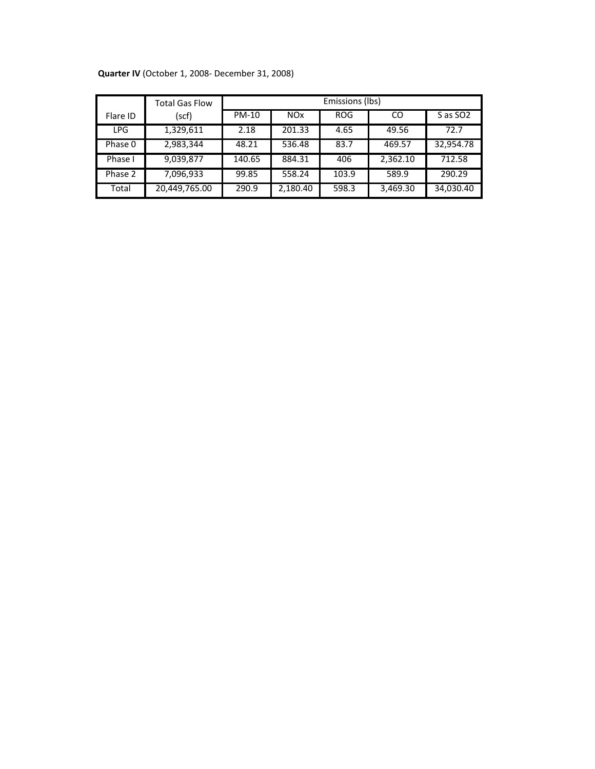**Quarter IV** (October 1, 2008- December 31, 2008)

| | Total Gas Flow | Emissions (lbs) | | | | |
|---|---|---|---|---|---|---|
| Flare ID | (scf) | PM-10 | NOx | ROG | CO | S as SO2 |
| LPG | 1,329,611 | 2.18 | 201.33 | 4.65 | 49.56 | 72.7 |
| Phase 0 | 2,983,344 | 48.21 | 536.48 | 83.7 | 469.57 | 32,954.78 |
| Phase I | 9,039,877 | 140.65 | 884.31 | 406 | 2,362.10 | 712.58 |
| Phase 2 | 7,096,933 | 99.85 | 558.24 | 103.9 | 589.9 | 290.29 |
| Total | 20,449,765.00 | 290.9 | 2,180.40 | 598.3 | 3,469.30 | 34,030.40 |